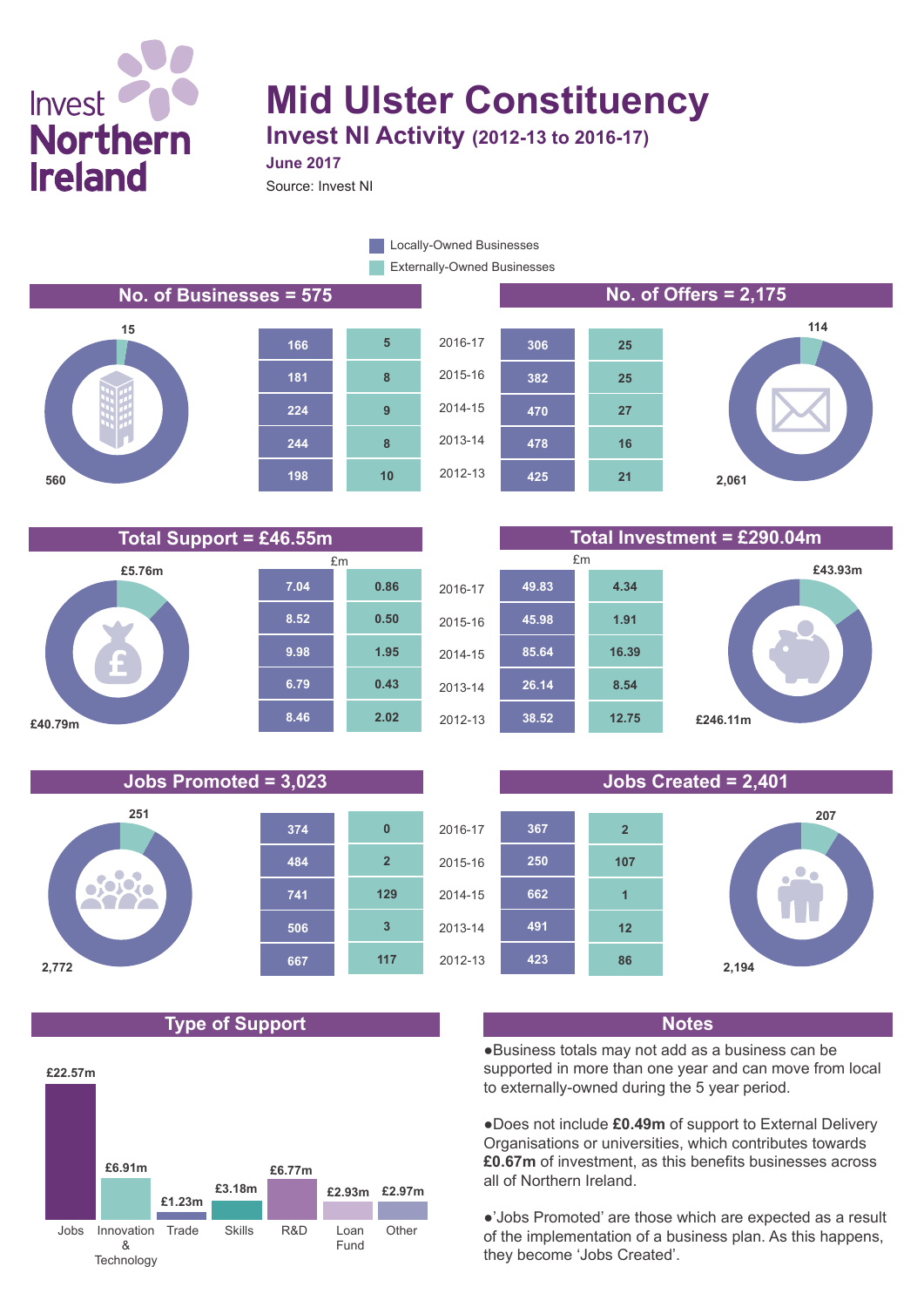# Mid Ulster Constituency

## Invest NI Activity (2012-13 to 2016-17)

**June 2017**

Source: Invest NI

Legend: Locally-Owned Businesses / Externally-Owned Businesses

## No. of Businesses = 575

Locally-Owned: 560 | Externally-Owned: 15

## No. of Offers = 2,175

Locally-Owned: 2,061 | Externally-Owned: 114

| Businesses: Locally-Owned | Businesses: Externally-Owned | Year | Offers: Locally-Owned | Offers: Externally-Owned |
|---|---|---|---|---|
| 166 | 5 | 2016-17 | 306 | 25 |
| 181 | 8 | 2015-16 | 382 | 25 |
| 224 | 9 | 2014-15 | 470 | 27 |
| 244 | 8 | 2013-14 | 478 | 16 |
| 198 | 10 | 2012-13 | 425 | 21 |

## Total Support = £46.55m

Locally-Owned: £40.79m | Externally-Owned: £5.76m

## Total Investment = £290.04m

Locally-Owned: £246.11m | Externally-Owned: £43.93m

| Support (£m): Locally-Owned | Support (£m): Externally-Owned | Year | Investment (£m): Locally-Owned | Investment (£m): Externally-Owned |
|---|---|---|---|---|
| 7.04 | 0.86 | 2016-17 | 49.83 | 4.34 |
| 8.52 | 0.50 | 2015-16 | 45.98 | 1.91 |
| 9.98 | 1.95 | 2014-15 | 85.64 | 16.39 |
| 6.79 | 0.43 | 2013-14 | 26.14 | 8.54 |
| 8.46 | 2.02 | 2012-13 | 38.52 | 12.75 |

## Jobs Promoted = 3,023

Locally-Owned: 2,772 | Externally-Owned: 251

## Jobs Created = 2,401

Locally-Owned: 2,194 | Externally-Owned: 207

| Jobs Promoted: Locally-Owned | Jobs Promoted: Externally-Owned | Year | Jobs Created: Locally-Owned | Jobs Created: Externally-Owned |
|---|---|---|---|---|
| 374 | 0 | 2016-17 | 367 | 2 |
| 484 | 2 | 2015-16 | 250 | 107 |
| 741 | 129 | 2014-15 | 662 | 1 |
| 506 | 3 | 2013-14 | 491 | 12 |
| 667 | 117 | 2012-13 | 423 | 86 |

## Type of Support

| Type | Amount |
|---|---|
| Jobs | £22.57m |
| Innovation & Technology | £6.91m |
| Trade | £1.23m |
| Skills | £3.18m |
| R&D | £6.77m |
| Loan Fund | £2.93m |
| Other | £2.97m |

## Notes

- Business totals may not add as a business can be supported in more than one year and can move from local to externally-owned during the 5 year period.
- Does not include **£0.49m** of support to External Delivery Organisations or universities, which contributes towards **£0.67m** of investment, as this benefits businesses across all of Northern Ireland.
- 'Jobs Promoted' are those which are expected as a result of the implementation of a business plan. As this happens, they become 'Jobs Created'.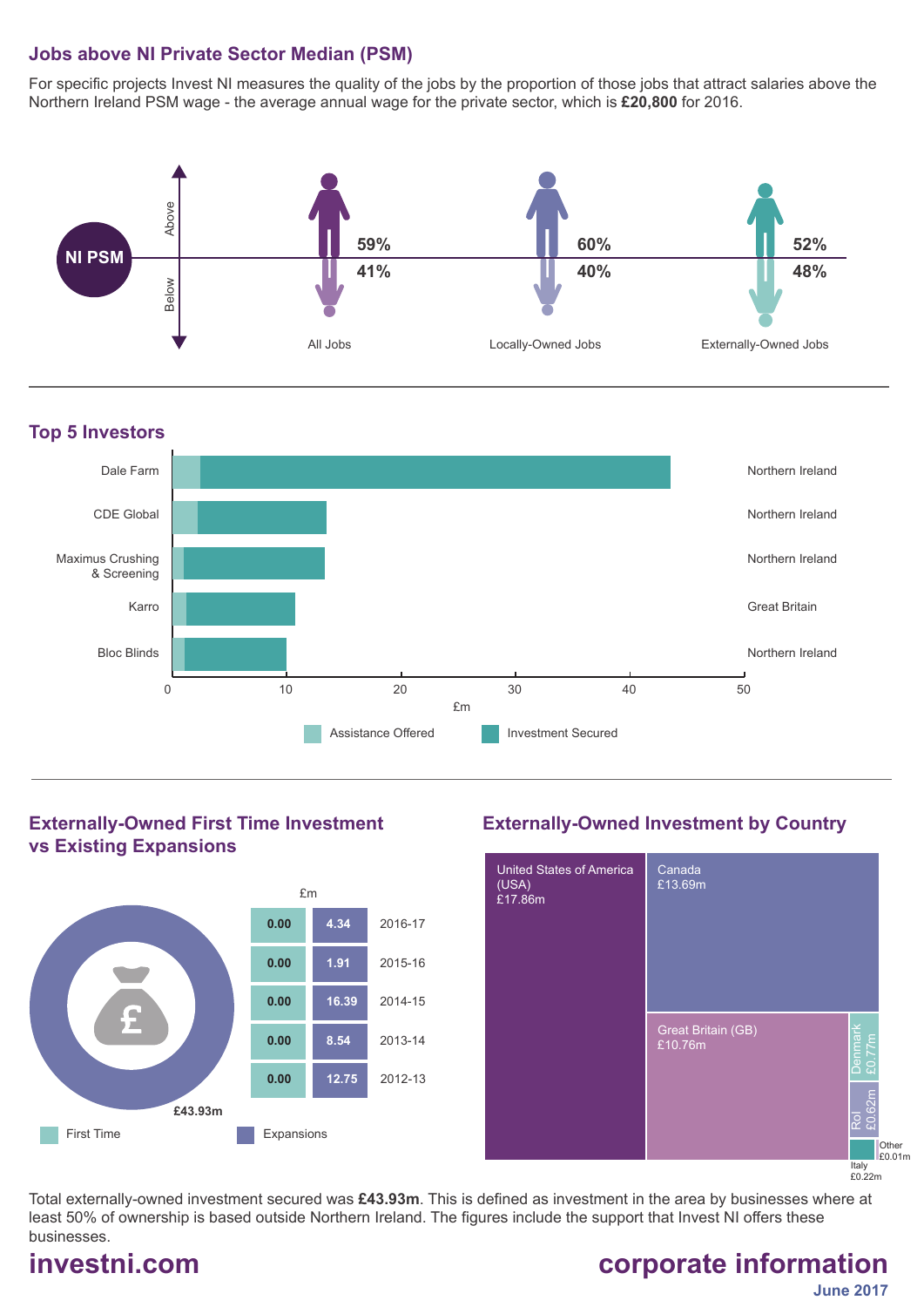## Jobs above NI Private Sector Median (PSM)

For specific projects Invest NI measures the quality of the jobs by the proportion of those jobs that attract salaries above the Northern Ireland PSM wage - the average annual wage for the private sector, which is **£20,800** for 2016.

NI PSM

Above

Below

All Jobs: 59% above, 41% below

Locally-Owned Jobs: 60% above, 40% below

Externally-Owned Jobs: 52% above, 48% below

## Top 5 Investors

Dale Farm — Northern Ireland

CDE Global — Northern Ireland

Maximus Crushing & Screening — Northern Ireland

Karro — Great Britain

Bloc Blinds — Northern Ireland

0 10 20 30 40 50

£m

Assistance Offered

Investment Secured

## Externally-Owned First Time Investment vs Existing Expansions

£43.93m

| £m | | |
|---|---|---|
| 0.00 | 4.34 | 2016-17 |
| 0.00 | 1.91 | 2015-16 |
| 0.00 | 16.39 | 2014-15 |
| 0.00 | 8.54 | 2013-14 |
| 0.00 | 12.75 | 2012-13 |

First Time

Expansions

## Externally-Owned Investment by Country

United States of America (USA) £17.86m

Canada £13.69m

Great Britain (GB) £10.76m

Denmark £0.77m

RoI £0.62m

Other £0.01m

Italy £0.22m

Total externally-owned investment secured was **£43.93m**. This is defined as investment in the area by businesses where at least 50% of ownership is based outside Northern Ireland. The figures include the support that Invest NI offers these businesses.

investni.com

corporate information

June 2017